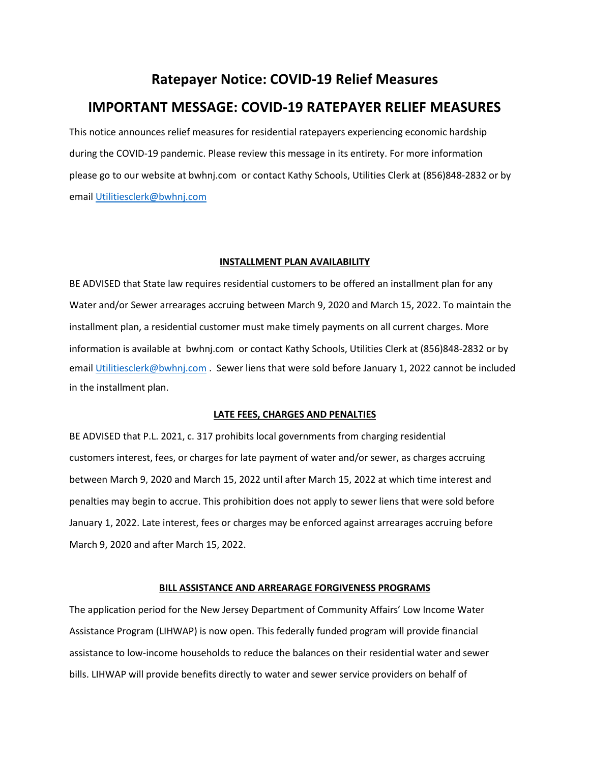# Ratepayer Notice: COVID-19 Relief Measures

## IMPORTANT MESSAGE: COVID-19 RATEPAYER RELIEF MEASURES

This notice announces relief measures for residential ratepayers experiencing economic hardship during the COVID-19 pandemic. Please review this message in its entirety. For more information please go to our website at bwhnj.com or contact Kathy Schools, Utilities Clerk at (856)848-2832 or by email Utilitiesclerk@bwhnj.com

### INSTALLMENT PLAN AVAILABILITY

BE ADVISED that State law requires residential customers to be offered an installment plan for any Water and/or Sewer arrearages accruing between March 9, 2020 and March 15, 2022. To maintain the installment plan, a residential customer must make timely payments on all current charges. More information is available at bwhnj.com or contact Kathy Schools, Utilities Clerk at (856)848-2832 or by email Utilitiesclerk@bwhnj.com . Sewer liens that were sold before January 1, 2022 cannot be included in the installment plan.

### LATE FEES, CHARGES AND PENALTIES

BE ADVISED that P.L. 2021, c. 317 prohibits local governments from charging residential customers interest, fees, or charges for late payment of water and/or sewer, as charges accruing between March 9, 2020 and March 15, 2022 until after March 15, 2022 at which time interest and penalties may begin to accrue. This prohibition does not apply to sewer liens that were sold before January 1, 2022. Late interest, fees or charges may be enforced against arrearages accruing before March 9, 2020 and after March 15, 2022.

### BILL ASSISTANCE AND ARREARAGE FORGIVENESS PROGRAMS

The application period for the New Jersey Department of Community Affairs' Low Income Water Assistance Program (LIHWAP) is now open. This federally funded program will provide financial assistance to low-income households to reduce the balances on their residential water and sewer bills. LIHWAP will provide benefits directly to water and sewer service providers on behalf of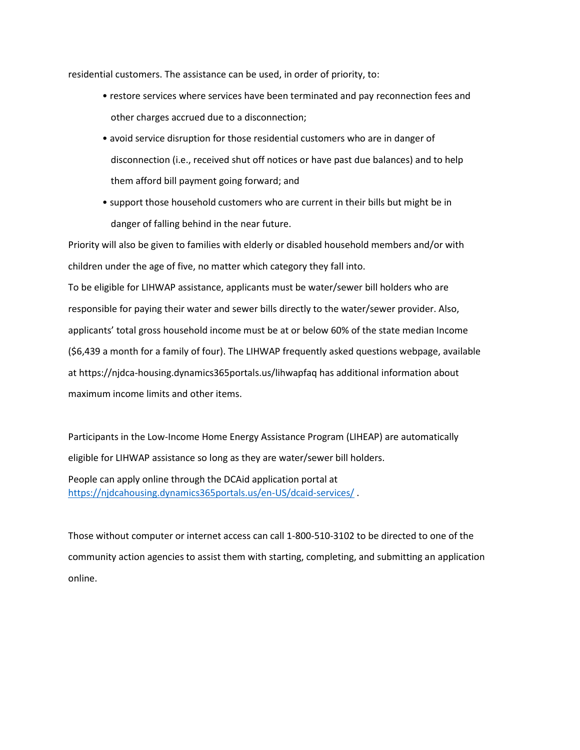residential customers. The assistance can be used, in order of priority, to:

- restore services where services have been terminated and pay reconnection fees and other charges accrued due to a disconnection;
- avoid service disruption for those residential customers who are in danger of disconnection (i.e., received shut off notices or have past due balances) and to help them afford bill payment going forward; and
- support those household customers who are current in their bills but might be in danger of falling behind in the near future.

Priority will also be given to families with elderly or disabled household members and/or with children under the age of five, no matter which category they fall into.

To be eligible for LIHWAP assistance, applicants must be water/sewer bill holders who are responsible for paying their water and sewer bills directly to the water/sewer provider. Also, applicants' total gross household income must be at or below 60% of the state median Income ($6,439 a month for a family of four). The LIHWAP frequently asked questions webpage, available at https://njdca-housing.dynamics365portals.us/lihwapfaq has additional information about maximum income limits and other items.

Participants in the Low-Income Home Energy Assistance Program (LIHEAP) are automatically eligible for LIHWAP assistance so long as they are water/sewer bill holders.

People can apply online through the DCAid application portal at https://njdcahousing.dynamics365portals.us/en-US/dcaid-services/ .

Those without computer or internet access can call 1-800-510-3102 to be directed to one of the community action agencies to assist them with starting, completing, and submitting an application online.